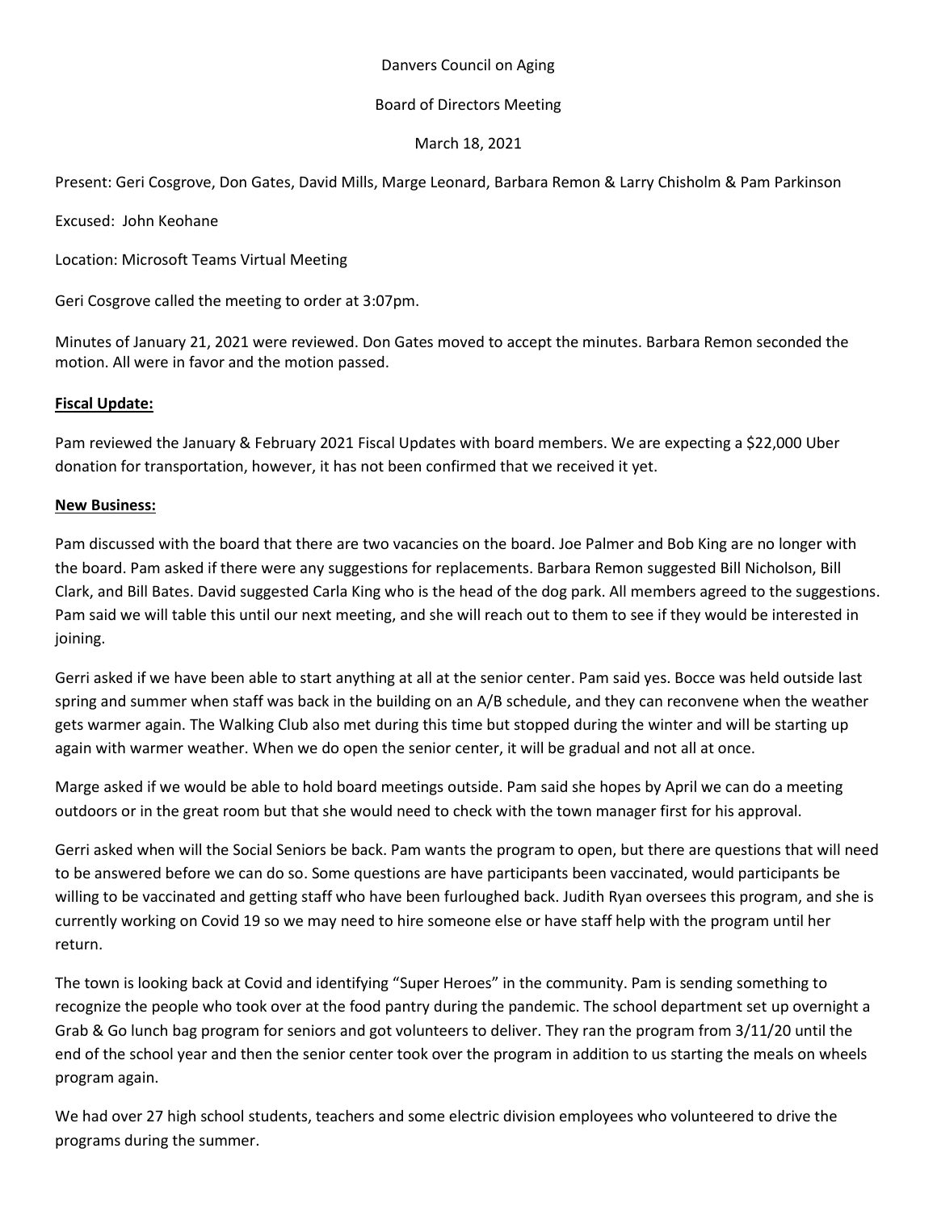Danvers Council on Aging

Board of Directors Meeting

March 18, 2021

Present: Geri Cosgrove, Don Gates, David Mills, Marge Leonard, Barbara Remon & Larry Chisholm & Pam Parkinson

Excused: John Keohane

Location: Microsoft Teams Virtual Meeting

Geri Cosgrove called the meeting to order at 3:07pm.

Minutes of January 21, 2021 were reviewed. Don Gates moved to accept the minutes. Barbara Remon seconded the motion. All were in favor and the motion passed.

**Fiscal Update:**

Pam reviewed the January & February 2021 Fiscal Updates with board members. We are expecting a $22,000 Uber donation for transportation, however, it has not been confirmed that we received it yet.

**New Business:**

Pam discussed with the board that there are two vacancies on the board. Joe Palmer and Bob King are no longer with the board. Pam asked if there were any suggestions for replacements. Barbara Remon suggested Bill Nicholson, Bill Clark, and Bill Bates. David suggested Carla King who is the head of the dog park. All members agreed to the suggestions. Pam said we will table this until our next meeting, and she will reach out to them to see if they would be interested in joining.

Gerri asked if we have been able to start anything at all at the senior center. Pam said yes. Bocce was held outside last spring and summer when staff was back in the building on an A/B schedule, and they can reconvene when the weather gets warmer again. The Walking Club also met during this time but stopped during the winter and will be starting up again with warmer weather. When we do open the senior center, it will be gradual and not all at once.

Marge asked if we would be able to hold board meetings outside. Pam said she hopes by April we can do a meeting outdoors or in the great room but that she would need to check with the town manager first for his approval.

Gerri asked when will the Social Seniors be back. Pam wants the program to open, but there are questions that will need to be answered before we can do so. Some questions are have participants been vaccinated, would participants be willing to be vaccinated and getting staff who have been furloughed back. Judith Ryan oversees this program, and she is currently working on Covid 19 so we may need to hire someone else or have staff help with the program until her return.

The town is looking back at Covid and identifying "Super Heroes" in the community. Pam is sending something to recognize the people who took over at the food pantry during the pandemic. The school department set up overnight a Grab & Go lunch bag program for seniors and got volunteers to deliver. They ran the program from 3/11/20 until the end of the school year and then the senior center took over the program in addition to us starting the meals on wheels program again.

We had over 27 high school students, teachers and some electric division employees who volunteered to drive the programs during the summer.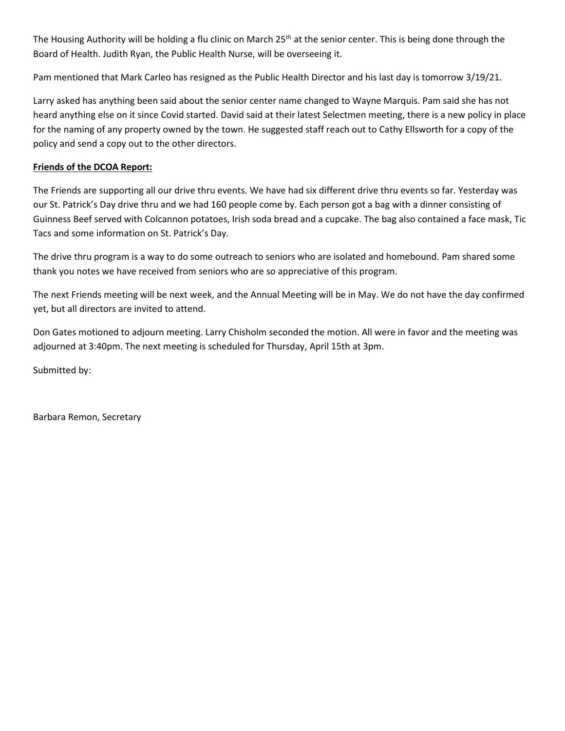The Housing Authority will be holding a flu clinic on March 25th at the senior center. This is being done through the Board of Health. Judith Ryan, the Public Health Nurse, will be overseeing it.

Pam mentioned that Mark Carleo has resigned as the Public Health Director and his last day is tomorrow 3/19/21.

Larry asked has anything been said about the senior center name changed to Wayne Marquis. Pam said she has not heard anything else on it since Covid started. David said at their latest Selectmen meeting, there is a new policy in place for the naming of any property owned by the town. He suggested staff reach out to Cathy Ellsworth for a copy of the policy and send a copy out to the other directors.

**Friends of the DCOA Report:**

The Friends are supporting all our drive thru events. We have had six different drive thru events so far. Yesterday was our St. Patrick's Day drive thru and we had 160 people come by. Each person got a bag with a dinner consisting of Guinness Beef served with Colcannon potatoes, Irish soda bread and a cupcake. The bag also contained a face mask, Tic Tacs and some information on St. Patrick's Day.

The drive thru program is a way to do some outreach to seniors who are isolated and homebound. Pam shared some thank you notes we have received from seniors who are so appreciative of this program.

The next Friends meeting will be next week, and the Annual Meeting will be in May. We do not have the day confirmed yet, but all directors are invited to attend.

Don Gates motioned to adjourn meeting. Larry Chisholm seconded the motion. All were in favor and the meeting was adjourned at 3:40pm. The next meeting is scheduled for Thursday, April 15th at 3pm.

Submitted by:

Barbara Remon, Secretary